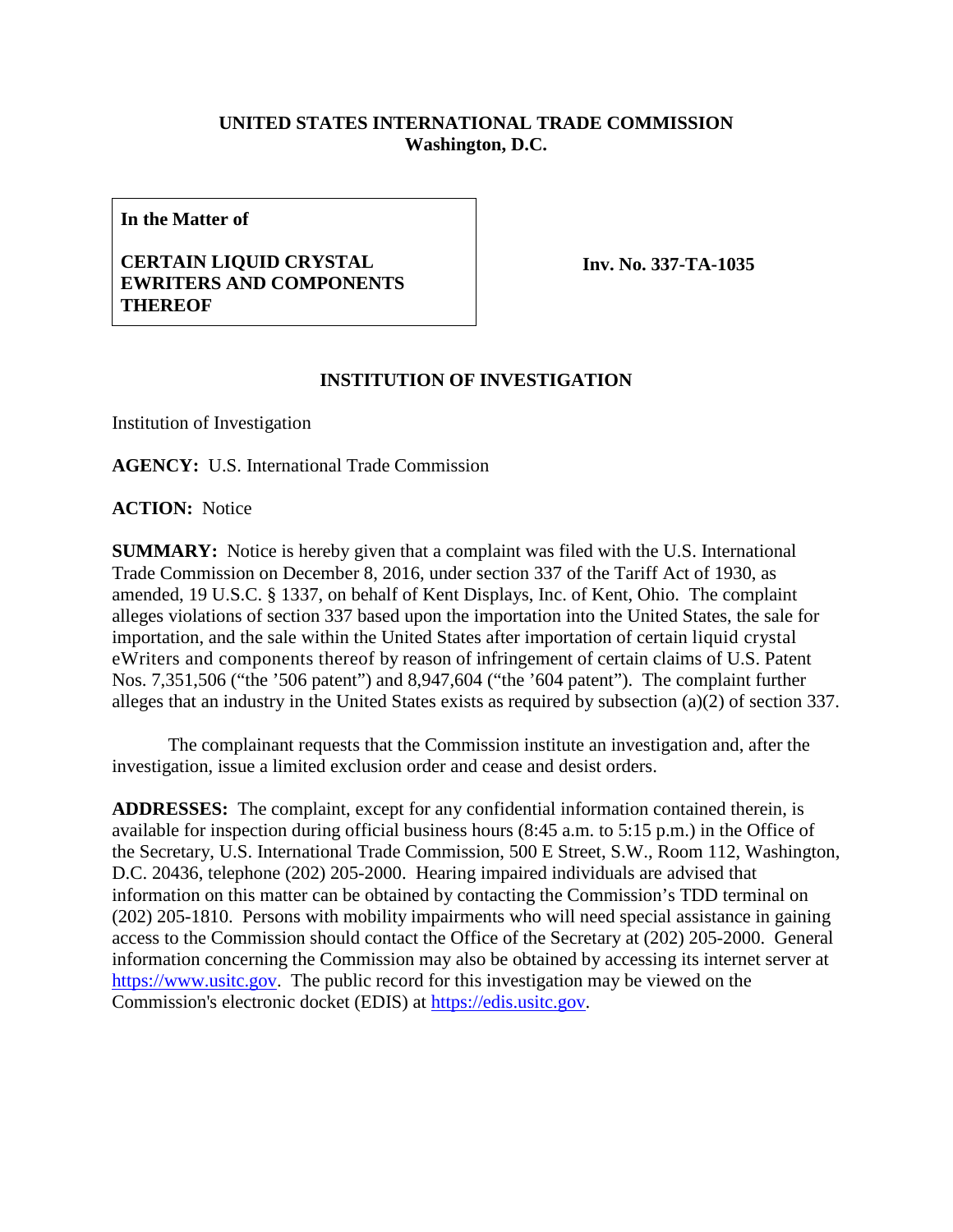**UNITED STATES INTERNATIONAL TRADE COMMISSION**
**Washington, D.C.**

| In the Matter of<br><br>**CERTAIN LIQUID CRYSTAL EWRITERS AND COMPONENTS THEREOF** | **Inv. No. 337-TA-1035** |
|---|---|

**INSTITUTION OF INVESTIGATION**

Institution of Investigation

**AGENCY:** U.S. International Trade Commission

**ACTION:** Notice

**SUMMARY:** Notice is hereby given that a complaint was filed with the U.S. International Trade Commission on December 8, 2016, under section 337 of the Tariff Act of 1930, as amended, 19 U.S.C. § 1337, on behalf of Kent Displays, Inc. of Kent, Ohio. The complaint alleges violations of section 337 based upon the importation into the United States, the sale for importation, and the sale within the United States after importation of certain liquid crystal eWriters and components thereof by reason of infringement of certain claims of U.S. Patent Nos. 7,351,506 ("the '506 patent") and 8,947,604 ("the '604 patent"). The complaint further alleges that an industry in the United States exists as required by subsection (a)(2) of section 337.

The complainant requests that the Commission institute an investigation and, after the investigation, issue a limited exclusion order and cease and desist orders.

**ADDRESSES:** The complaint, except for any confidential information contained therein, is available for inspection during official business hours (8:45 a.m. to 5:15 p.m.) in the Office of the Secretary, U.S. International Trade Commission, 500 E Street, S.W., Room 112, Washington, D.C. 20436, telephone (202) 205-2000. Hearing impaired individuals are advised that information on this matter can be obtained by contacting the Commission's TDD terminal on (202) 205-1810. Persons with mobility impairments who will need special assistance in gaining access to the Commission should contact the Office of the Secretary at (202) 205-2000. General information concerning the Commission may also be obtained by accessing its internet server at https://www.usitc.gov. The public record for this investigation may be viewed on the Commission's electronic docket (EDIS) at https://edis.usitc.gov.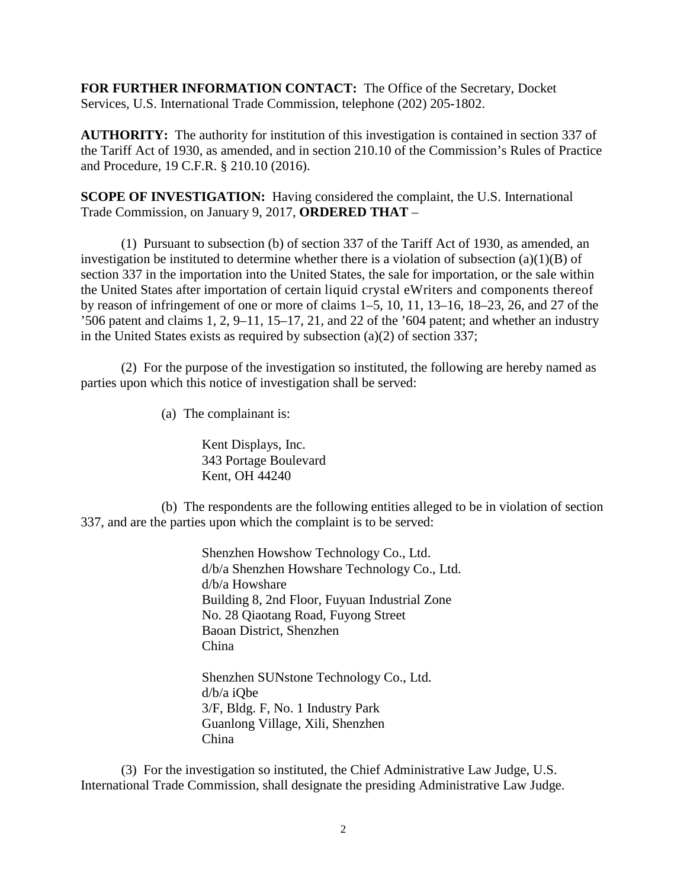**FOR FURTHER INFORMATION CONTACT:** The Office of the Secretary, Docket Services, U.S. International Trade Commission, telephone (202) 205-1802.

**AUTHORITY:** The authority for institution of this investigation is contained in section 337 of the Tariff Act of 1930, as amended, and in section 210.10 of the Commission's Rules of Practice and Procedure, 19 C.F.R. § 210.10 (2016).

**SCOPE OF INVESTIGATION:** Having considered the complaint, the U.S. International Trade Commission, on January 9, 2017, **ORDERED THAT** –

(1) Pursuant to subsection (b) of section 337 of the Tariff Act of 1930, as amended, an investigation be instituted to determine whether there is a violation of subsection (a)(1)(B) of section 337 in the importation into the United States, the sale for importation, or the sale within the United States after importation of certain liquid crystal eWriters and components thereof by reason of infringement of one or more of claims 1–5, 10, 11, 13–16, 18–23, 26, and 27 of the '506 patent and claims 1, 2, 9–11, 15–17, 21, and 22 of the '604 patent; and whether an industry in the United States exists as required by subsection (a)(2) of section 337;

(2) For the purpose of the investigation so instituted, the following are hereby named as parties upon which this notice of investigation shall be served:

(a) The complainant is:

Kent Displays, Inc.
343 Portage Boulevard
Kent, OH 44240

(b) The respondents are the following entities alleged to be in violation of section 337, and are the parties upon which the complaint is to be served:

Shenzhen Howshow Technology Co., Ltd.
d/b/a Shenzhen Howshare Technology Co., Ltd.
d/b/a Howshare
Building 8, 2nd Floor, Fuyuan Industrial Zone
No. 28 Qiaotang Road, Fuyong Street
Baoan District, Shenzhen
China

Shenzhen SUNstone Technology Co., Ltd.
d/b/a iQbe
3/F, Bldg. F, No. 1 Industry Park
Guanlong Village, Xili, Shenzhen
China

(3) For the investigation so instituted, the Chief Administrative Law Judge, U.S. International Trade Commission, shall designate the presiding Administrative Law Judge.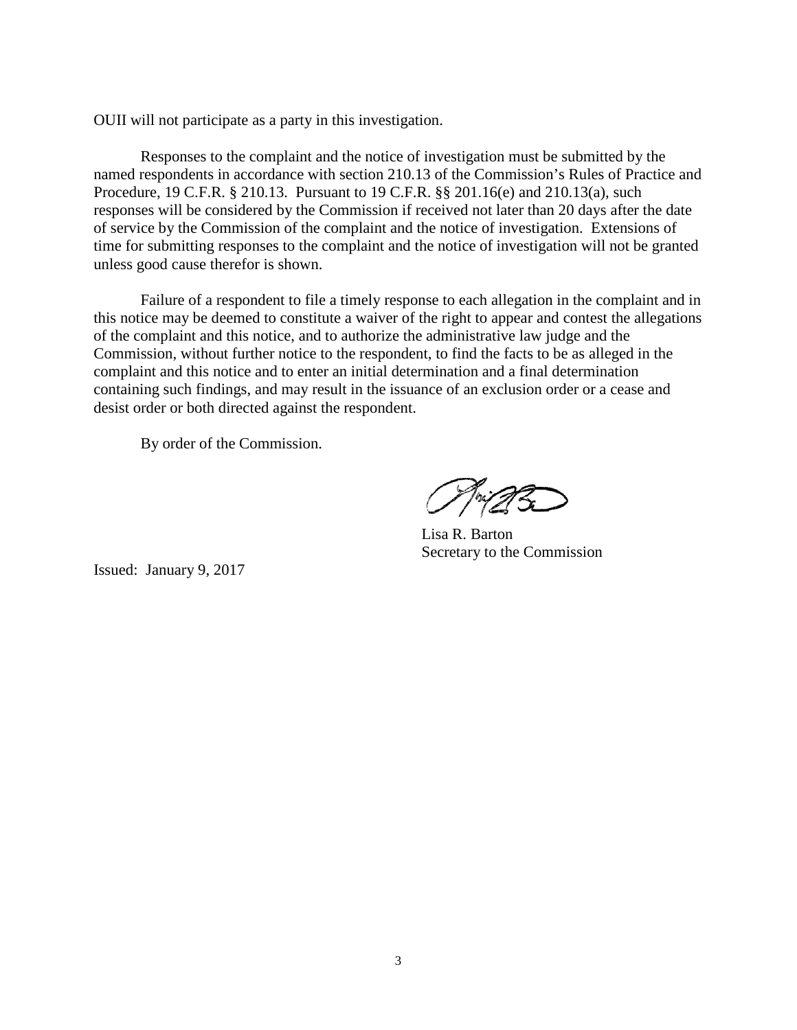OUII will not participate as a party in this investigation.

Responses to the complaint and the notice of investigation must be submitted by the named respondents in accordance with section 210.13 of the Commission's Rules of Practice and Procedure, 19 C.F.R. § 210.13. Pursuant to 19 C.F.R. §§ 201.16(e) and 210.13(a), such responses will be considered by the Commission if received not later than 20 days after the date of service by the Commission of the complaint and the notice of investigation. Extensions of time for submitting responses to the complaint and the notice of investigation will not be granted unless good cause therefor is shown.

Failure of a respondent to file a timely response to each allegation in the complaint and in this notice may be deemed to constitute a waiver of the right to appear and contest the allegations of the complaint and this notice, and to authorize the administrative law judge and the Commission, without further notice to the respondent, to find the facts to be as alleged in the complaint and this notice and to enter an initial determination and a final determination containing such findings, and may result in the issuance of an exclusion order or a cease and desist order or both directed against the respondent.

By order of the Commission.

Lisa R. Barton
Secretary to the Commission

Issued: January 9, 2017